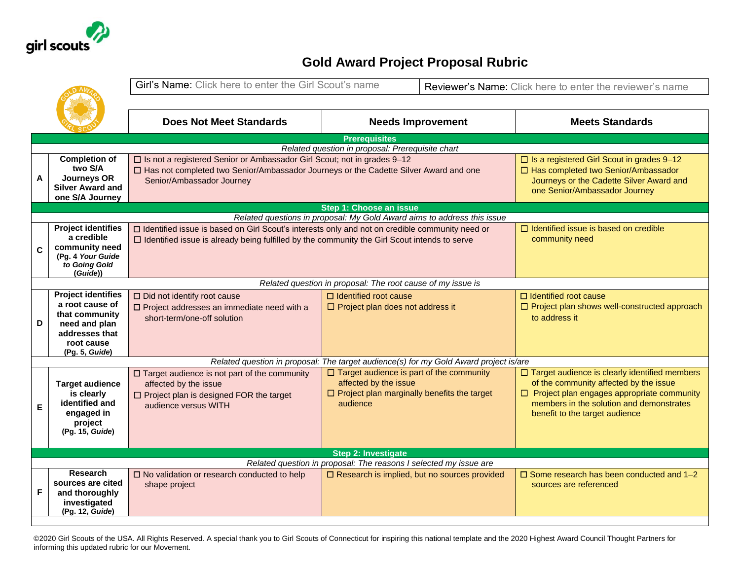# Gold Award Project Proposal Rubric

| Girl's Name: Click here to enter the Girl Scout's name | Reviewer's Name: Click here to enter the reviewer's name |
|---|---|

| | | Does Not Meet Standards | Needs Improvement | Meets Standards |
|---|---|---|---|---|
| **Prerequisites** | | | | |
| *Related question in proposal: Prerequisite chart* | | | | |
| A | **Completion of two S/A Journeys OR Silver Award and one S/A Journey** | ☐ Is not a registered Senior or Ambassador Girl Scout; not in grades 9–12<br>☐ Has not completed two Senior/Ambassador Journeys or the Cadette Silver Award and one Senior/Ambassador Journey | | ☐ Is a registered Girl Scout in grades 9–12<br>☐ Has completed two Senior/Ambassador Journeys or the Cadette Silver Award and one Senior/Ambassador Journey |
| **Step 1: Choose an issue** | | | | |
| *Related questions in proposal: My Gold Award aims to address this issue* | | | | |
| C | **Project identifies a credible community need (Pg. 4 *Your Guide to Going Gold* (*Guide*))** | ☐ Identified issue is based on Girl Scout's interests only and not on credible community need or<br>☐ Identified issue is already being fulfilled by the community the Girl Scout intends to serve | | ☐ Identified issue is based on credible community need |
| *Related question in proposal: The root cause of my issue is* | | | | |
| D | **Project identifies a root cause of that community need and plan addresses that root cause (Pg. 5, *Guide*)** | ☐ Did not identify root cause<br>☐ Project addresses an immediate need with a short-term/one-off solution | ☐ Identified root cause<br>☐ Project plan does not address it | ☐ Identified root cause<br>☐ Project plan shows well-constructed approach to address it |
| *Related question in proposal: The target audience(s) for my Gold Award project is/are* | | | | |
| E | **Target audience is clearly identified and engaged in project (Pg. 15, *Guide*)** | ☐ Target audience is not part of the community affected by the issue<br>☐ Project plan is designed FOR the target audience versus WITH | ☐ Target audience is part of the community affected by the issue<br>☐ Project plan marginally benefits the target audience | ☐ Target audience is clearly identified members of the community affected by the issue<br>☐ Project plan engages appropriate community members in the solution and demonstrates benefit to the target audience |
| **Step 2: Investigate** | | | | |
| *Related question in proposal: The reasons I selected my issue are* | | | | |
| F | **Research sources are cited and thoroughly investigated (Pg. 12, *Guide*)** | ☐ No validation or research conducted to help shape project | ☐ Research is implied, but no sources provided | ☐ Some research has been conducted and 1–2 sources are referenced |

©2020 Girl Scouts of the USA. All Rights Reserved. A special thank you to Girl Scouts of Connecticut for inspiring this national template and the 2020 Highest Award Council Thought Partners for informing this updated rubric for our Movement.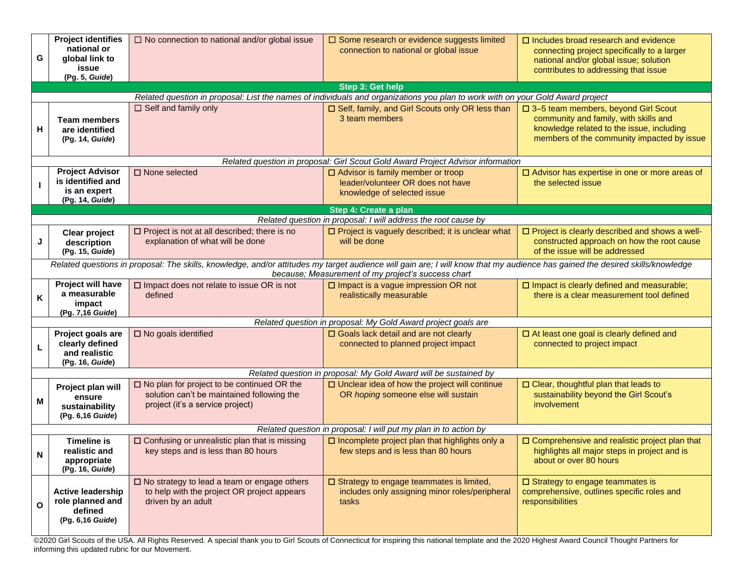| | | | | |
|---|---|---|---|---|
| **G** | **Project identifies national or global link to issue (Pg. 5, *Guide*)** | ☐ No connection to national and/or global issue | ☐ Some research or evidence suggests limited connection to national or global issue | ☐ Includes broad research and evidence connecting project specifically to a larger national and/or global issue; solution contributes to addressing that issue |
| | | **Step 3: Get help** | | |
| | | *Related question in proposal: List the names of individuals and organizations you plan to work with on your Gold Award project* | | |
| **H** | **Team members are identified (Pg. 14, *Guide*)** | ☐ Self and family only | ☐ Self, family, and Girl Scouts only OR less than 3 team members | ☐ 3–5 team members, beyond Girl Scout community and family, with skills and knowledge related to the issue, including members of the community impacted by issue |
| | | *Related question in proposal: Girl Scout Gold Award Project Advisor information* | | |
| **I** | **Project Advisor is identified and is an expert (Pg. 14, *Guide*)** | ☐ None selected | ☐ Advisor is family member or troop leader/volunteer OR does not have knowledge of selected issue | ☐ Advisor has expertise in one or more areas of the selected issue |
| | | **Step 4: Create a plan** | | |
| | | *Related question in proposal: I will address the root cause by* | | |
| **J** | **Clear project description (Pg. 15, *Guide*)** | ☐ Project is not at all described; there is no explanation of what will be done | ☐ Project is vaguely described; it is unclear what will be done | ☐ Project is clearly described and shows a well-constructed approach on how the root cause of the issue will be addressed |
| | | *Related questions in proposal: The skills, knowledge, and/or attitudes my target audience will gain are; I will know that my audience has gained the desired skills/knowledge because; Measurement of my project's success chart* | | |
| **K** | **Project will have a measurable impact (Pg. 7,16 *Guide*)** | ☐ Impact does not relate to issue OR is not defined | ☐ Impact is a vague impression OR not realistically measurable | ☐ Impact is clearly defined and measurable; there is a clear measurement tool defined |
| | | *Related question in proposal: My Gold Award project goals are* | | |
| **L** | **Project goals are clearly defined and realistic (Pg. 16, *Guide*)** | ☐ No goals identified | ☐ Goals lack detail and are not clearly connected to planned project impact | ☐ At least one goal is clearly defined and connected to project impact |
| | | *Related question in proposal: My Gold Award will be sustained by* | | |
| **M** | **Project plan will ensure sustainability (Pg. 6,16 *Guide*)** | ☐ No plan for project to be continued OR the solution can't be maintained following the project (it's a service project) | ☐ Unclear idea of how the project will continue OR *hoping* someone else will sustain | ☐ Clear, thoughtful plan that leads to sustainability beyond the Girl Scout's involvement |
| | | *Related question in proposal: I will put my plan in to action by* | | |
| **N** | **Timeline is realistic and appropriate (Pg. 16, *Guide*)** | ☐ Confusing or unrealistic plan that is missing key steps and is less than 80 hours | ☐ Incomplete project plan that highlights only a few steps and is less than 80 hours | ☐ Comprehensive and realistic project plan that highlights all major steps in project and is about or over 80 hours |
| **O** | **Active leadership role planned and defined (Pg. 6,16 *Guide*)** | ☐ No strategy to lead a team or engage others to help with the project OR project appears driven by an adult | ☐ Strategy to engage teammates is limited, includes only assigning minor roles/peripheral tasks | ☐ Strategy to engage teammates is comprehensive, outlines specific roles and responsibilities |

©2020 Girl Scouts of the USA. All Rights Reserved. A special thank you to Girl Scouts of Connecticut for inspiring this national template and the 2020 Highest Award Council Thought Partners for informing this updated rubric for our Movement.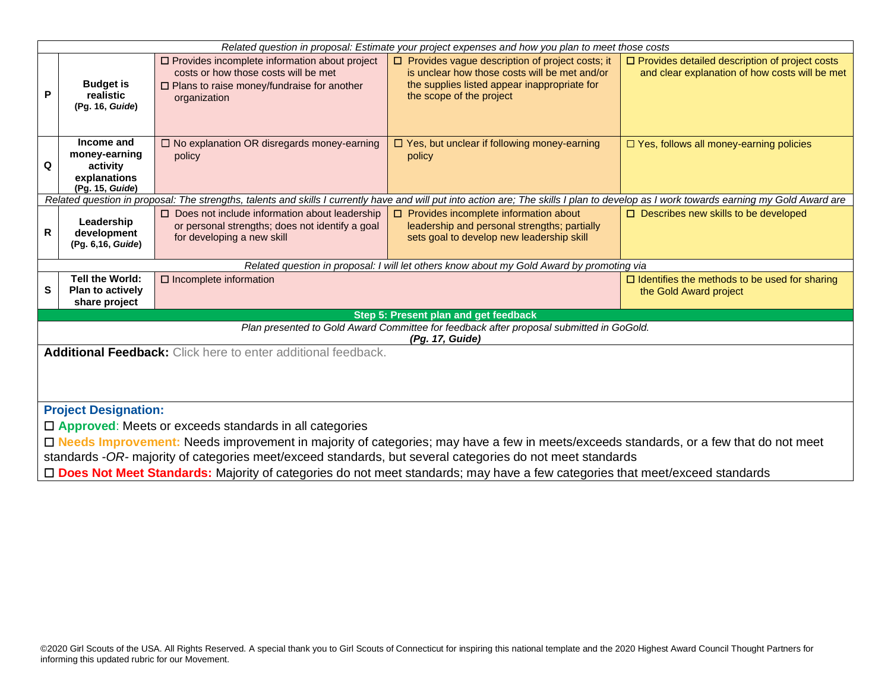| | | | | |
|---|---|---|---|---|
| *Related question in proposal: Estimate your project expenses and how you plan to meet those costs* | | | | |
| **P** | **Budget is realistic** **(Pg. 16, *Guide*)** | ☐ Provides incomplete information about project costs or how those costs will be met<br>☐ Plans to raise money/fundraise for another organization | ☐ Provides vague description of project costs; it is unclear how those costs will be met and/or the supplies listed appear inappropriate for the scope of the project | ☐ Provides detailed description of project costs and clear explanation of how costs will be met |
| **Q** | **Income and money-earning activity explanations** **(Pg. 15, *Guide*)** | ☐ No explanation OR disregards money-earning policy | ☐ Yes, but unclear if following money-earning policy | ☐ Yes, follows all money-earning policies |
| *Related question in proposal: The strengths, talents and skills I currently have and will put into action are; The skills I plan to develop as I work towards earning my Gold Award are* | | | | |
| **R** | **Leadership development** **(Pg. 6,16, *Guide*)** | ☐ Does not include information about leadership or personal strengths; does not identify a goal for developing a new skill | ☐ Provides incomplete information about leadership and personal strengths; partially sets goal to develop new leadership skill | ☐ Describes new skills to be developed |
| *Related question in proposal: I will let others know about my Gold Award by promoting via* | | | | |
| **S** | **Tell the World: Plan to actively share project** | ☐ Incomplete information | | ☐ Identifies the methods to be used for sharing the Gold Award project |
| **Step 5: Present plan and get feedback** | | | | |
| *Plan presented to Gold Award Committee for feedback after proposal submitted in GoGold.* ***(Pg. 17, Guide)*** | | | | |

**Additional Feedback:** Click here to enter additional feedback.

**Project Designation:**

☐ **Approved**: Meets or exceeds standards in all categories

☐ **Needs Improvement:** Needs improvement in majority of categories; may have a few in meets/exceeds standards, or a few that do not meet standards *-OR-* majority of categories meet/exceed standards, but several categories do not meet standards

☐ **Does Not Meet Standards:** Majority of categories do not meet standards; may have a few categories that meet/exceed standards

©2020 Girl Scouts of the USA. All Rights Reserved. A special thank you to Girl Scouts of Connecticut for inspiring this national template and the 2020 Highest Award Council Thought Partners for informing this updated rubric for our Movement.